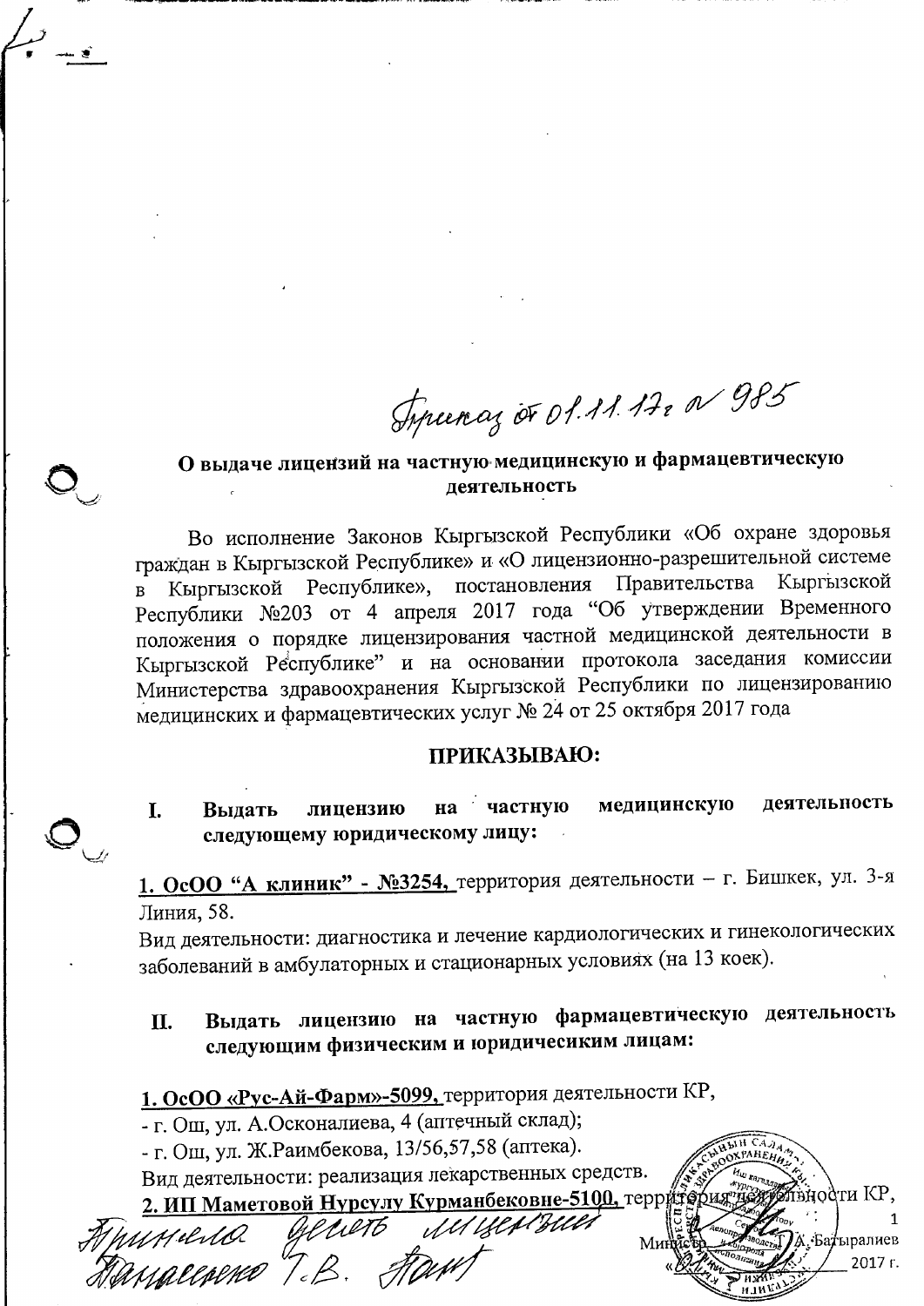Приказ от 01.11.17 г № 985

## О выдаче лицензий на частную медицинскую и фармацевтическую деятельность

Во исполнение Законов Кыргызской Республики «Об охране здоровья граждан в Кыргызской Республике» и «О лицензионно-разрешительной системе в Кыргызской Республике», постановления Правительства Кыргызской Республики №203 от 4 апреля 2017 года “Об утверждении Временного положения о порядке лицензирования частной медицинской деятельности в Кыргызской Республике” и на основании протокола заседания комиссии Министерства здравоохранения Кыргызской Республики по лицензированию медицинских и фармацевтических услуг № 24 от 25 октября 2017 года

**ПРИКАЗЫВАЮ:**

**I. Выдать лицензию на частную медицинскую деятельность следующему юридическому лицу:**

**1. ОсОО “А клиник” - №3254,** территория деятельности – г. Бишкек, ул. 3-я Линия, 58.

Вид деятельности: диагностика и лечение кардиологических и гинекологических заболеваний в амбулаторных и стационарных условиях (на 13 коек).

**II. Выдать лицензию на частную фармацевтическую деятельность следующим физическим и юридичесиким лицам:**

**1. ОсОО «Рус-Ай-Фарм»-5099,** территория деятельности КР,

- г. Ош, ул. А.Осконалиева, 4 (аптечный склад);
- г. Ош, ул. Ж.Раимбекова, 13/56,57,58 (аптека).

Вид деятельности: реализация лекарственных средств.

**2. ИП Маметовой Нурсулу Курманбековне-5100,** территория деятельности КР,

Министр А. Батыралиев

«01» 2017 г.

Приняла десять лицензий Панасенко Т.В.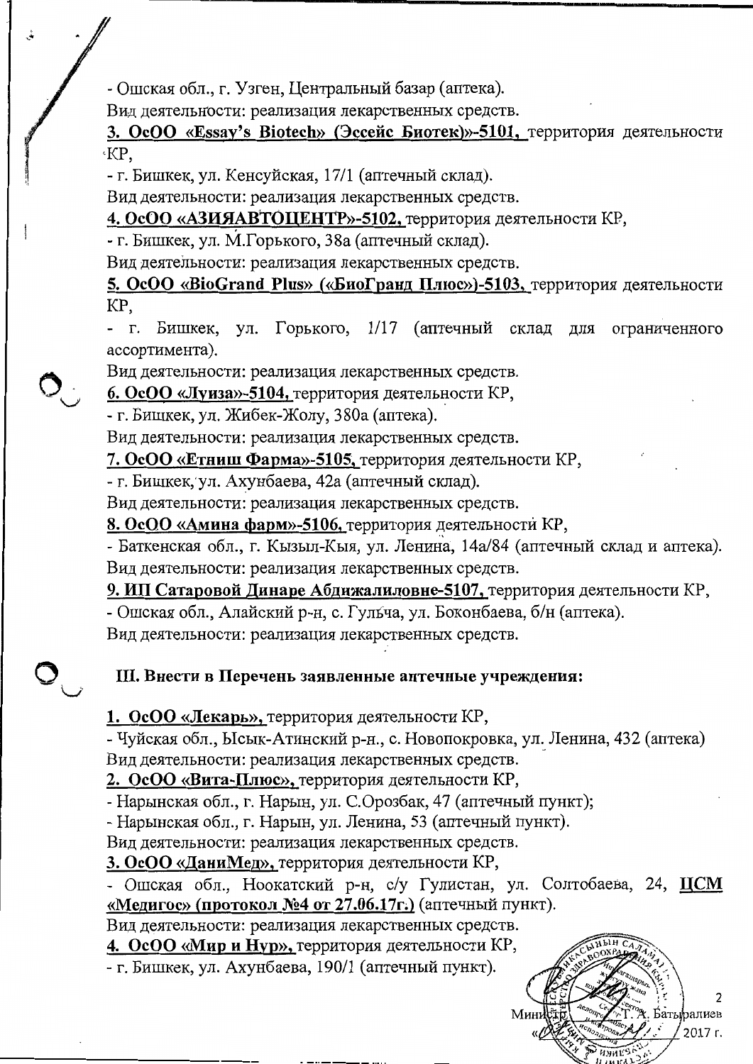- Ошская обл., г. Узген, Центральный базар (аптека).

Вид деятельности: реализация лекарственных средств.

**3. ОсОО «Essay's Biotech» (Эссейс Биотек)»-5101,** территория деятельности КР,

- г. Бишкек, ул. Кенсуйская, 17/1 (аптечный склад).

Вид деятельности: реализация лекарственных средств.

**4. ОсОО «АЗИЯАВТОЦЕНТР»-5102,** территория деятельности КР,

- г. Бишкек, ул. М.Горького, 38а (аптечный склад).

Вид деятельности: реализация лекарственных средств.

**5. ОсОО «BioGrand Plus» («БиоГранд Плюс»)-5103,** территория деятельности КР,

- г. Бишкек, ул. Горького, 1/17 (аптечный склад для ограниченного ассортимента).

Вид деятельности: реализация лекарственных средств.

**6. ОсОО «Луиза»-5104,** территория деятельности КР,

- г. Бишкек, ул. Жибек-Жолу, 380а (аптека).

Вид деятельности: реализация лекарственных средств.

**7. ОсОО «Етниш Фарма»-5105,** территория деятельности КР,

- г. Бишкек, ул. Ахунбаева, 42а (аптечный склад).

Вид деятельности: реализация лекарственных средств.

**8. ОсОО «Амина фарм»-5106,** территория деятельности КР,

- Баткенская обл., г. Кызыл-Кыя, ул. Ленина, 14а/84 (аптечный склад и аптека).

Вид деятельности: реализация лекарственных средств.

**9. ИП Сатаровой Динаре Абдижалиловне-5107,** территория деятельности КР,

- Ошская обл., Алайский р-н, с. Гульча, ул. Боконбаева, б/н (аптека).

Вид деятельности: реализация лекарственных средств.

## III. Внести в Перечень заявленные аптечные учреждения:

**1. ОсОО «Лекарь»,** территория деятельности КР,

- Чуйская обл., Ысык-Атинский р-н., с. Новопокровка, ул. Ленина, 432 (аптека)

Вид деятельности: реализация лекарственных средств.

**2. ОсОО «Вита-Плюс»,** территория деятельности КР,

- Нарынская обл., г. Нарын, ул. С.Орозбак, 47 (аптечный пункт);
- Нарынская обл., г. Нарын, ул. Ленина, 53 (аптечный пункт).

Вид деятельности: реализация лекарственных средств.

**3. ОсОО «ДаниМед»,** территория деятельности КР,

- Ошская обл., Ноокатский р-н, с/у Гулистан, ул. Солтобаева, 24, **ЦСМ «Медигос» (протокол №4 от 27.06.17г.)** (аптечный пункт).

Вид деятельности: реализация лекарственных средств.

**4. ОсОО «Мир и Нур»,** территория деятельности КР,

- г. Бишкек, ул. Ахунбаева, 190/1 (аптечный пункт).

Министр Т. А. Батыралиев

« » 2017 г.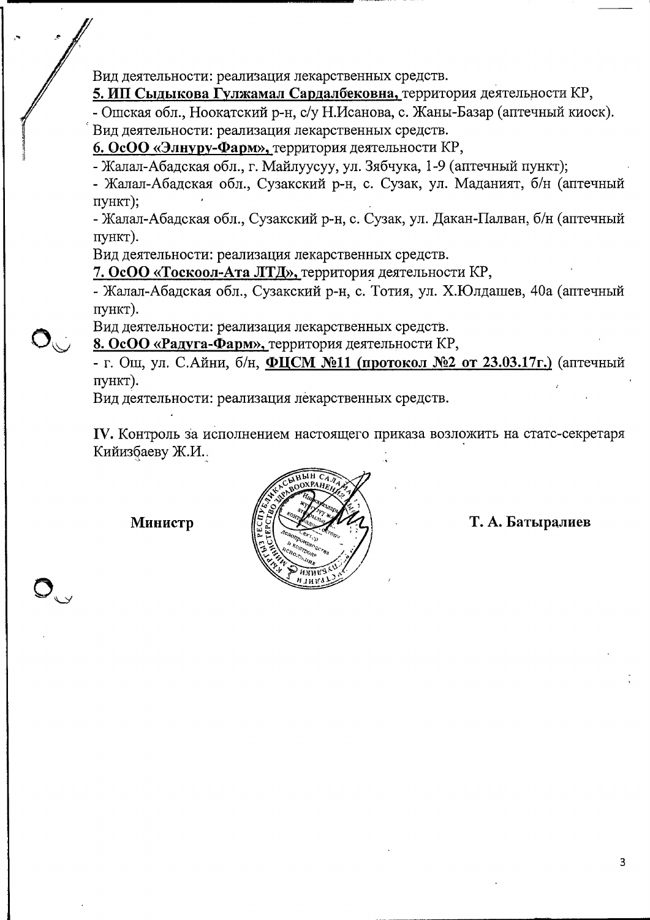Вид деятельности: реализация лекарственных средств.

**5. ИП Сыдыкова Гулжамал Сардалбековна,** территория деятельности КР,

- Ошская обл., Ноокатский р-н, с/у Н.Исанова, с. Жаны-Базар (аптечный киоск).

Вид деятельности: реализация лекарственных средств.

**6. ОсОО «Элнуру-Фарм»,** территория деятельности КР,

- Жалал-Абадская обл., г. Майлуусуу, ул. Зябчука, 1-9 (аптечный пункт);
- Жалал-Абадская обл., Сузакский р-н, с. Сузак, ул. Маданият, б/н (аптечный пункт);
- Жалал-Абадская обл., Сузакский р-н, с. Сузак, ул. Дакан-Палван, б/н (аптечный пункт).

Вид деятельности: реализация лекарственных средств.

**7. ОсОО «Тоскоол-Ата ЛТД»,** территория деятельности КР,

- Жалал-Абадская обл., Сузакский р-н, с. Тотия, ул. Х.Юлдашев, 40а (аптечный пункт).

Вид деятельности: реализация лекарственных средств.

**8. ОсОО «Радуга-Фарм»,** территория деятельности КР,

- г. Ош, ул. С.Айни, б/н, **ФЦСМ №11 (протокол №2 от 23.03.17г.)** (аптечный пункт).

Вид деятельности: реализация лекарственных средств.

IV. Контроль за исполнением настоящего приказа возложить на статс-секретаря Кийизбаеву Ж.И.

**Министр** **Т. А. Батыралиев**